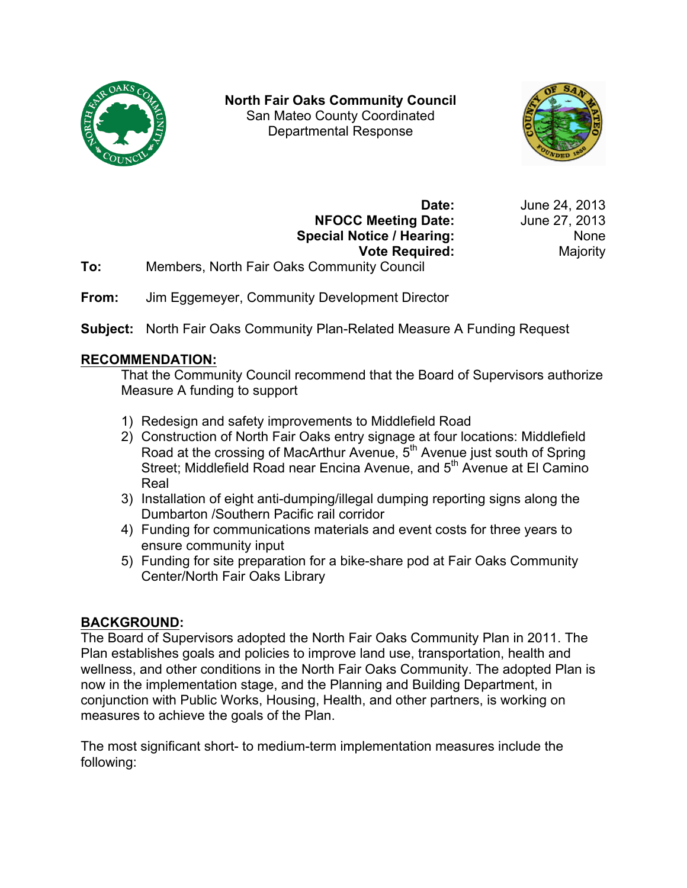**North Fair Oaks Community Council**
San Mateo County Coordinated
Departmental Response

| | |
|---|---|
| **Date:** | June 24, 2013 |
| **NFOCC Meeting Date:** | June 27, 2013 |
| **Special Notice / Hearing:** | None |
| **Vote Required:** | Majority |

**To:** Members, North Fair Oaks Community Council

**From:** Jim Eggemeyer, Community Development Director

**Subject:** North Fair Oaks Community Plan-Related Measure A Funding Request

## RECOMMENDATION:

That the Community Council recommend that the Board of Supervisors authorize Measure A funding to support

1) Redesign and safety improvements to Middlefield Road
2) Construction of North Fair Oaks entry signage at four locations: Middlefield Road at the crossing of MacArthur Avenue, 5th Avenue just south of Spring Street; Middlefield Road near Encina Avenue, and 5th Avenue at El Camino Real
3) Installation of eight anti-dumping/illegal dumping reporting signs along the Dumbarton /Southern Pacific rail corridor
4) Funding for communications materials and event costs for three years to ensure community input
5) Funding for site preparation for a bike-share pod at Fair Oaks Community Center/North Fair Oaks Library

## BACKGROUND:

The Board of Supervisors adopted the North Fair Oaks Community Plan in 2011. The Plan establishes goals and policies to improve land use, transportation, health and wellness, and other conditions in the North Fair Oaks Community. The adopted Plan is now in the implementation stage, and the Planning and Building Department, in conjunction with Public Works, Housing, Health, and other partners, is working on measures to achieve the goals of the Plan.

The most significant short- to medium-term implementation measures include the following: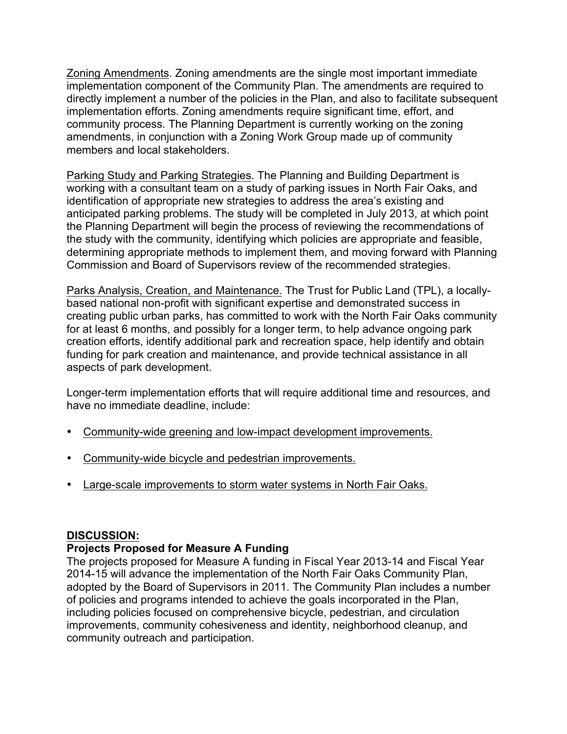Zoning Amendments. Zoning amendments are the single most important immediate implementation component of the Community Plan. The amendments are required to directly implement a number of the policies in the Plan, and also to facilitate subsequent implementation efforts. Zoning amendments require significant time, effort, and community process. The Planning Department is currently working on the zoning amendments, in conjunction with a Zoning Work Group made up of community members and local stakeholders.

Parking Study and Parking Strategies. The Planning and Building Department is working with a consultant team on a study of parking issues in North Fair Oaks, and identification of appropriate new strategies to address the area's existing and anticipated parking problems. The study will be completed in July 2013, at which point the Planning Department will begin the process of reviewing the recommendations of the study with the community, identifying which policies are appropriate and feasible, determining appropriate methods to implement them, and moving forward with Planning Commission and Board of Supervisors review of the recommended strategies.

Parks Analysis, Creation, and Maintenance. The Trust for Public Land (TPL), a locally-based national non-profit with significant expertise and demonstrated success in creating public urban parks, has committed to work with the North Fair Oaks community for at least 6 months, and possibly for a longer term, to help advance ongoing park creation efforts, identify additional park and recreation space, help identify and obtain funding for park creation and maintenance, and provide technical assistance in all aspects of park development.

Longer-term implementation efforts that will require additional time and resources, and have no immediate deadline, include:

- Community-wide greening and low-impact development improvements.
- Community-wide bicycle and pedestrian improvements.
- Large-scale improvements to storm water systems in North Fair Oaks.

## DISCUSSION:

### Projects Proposed for Measure A Funding

The projects proposed for Measure A funding in Fiscal Year 2013-14 and Fiscal Year 2014-15 will advance the implementation of the North Fair Oaks Community Plan, adopted by the Board of Supervisors in 2011. The Community Plan includes a number of policies and programs intended to achieve the goals incorporated in the Plan, including policies focused on comprehensive bicycle, pedestrian, and circulation improvements, community cohesiveness and identity, neighborhood cleanup, and community outreach and participation.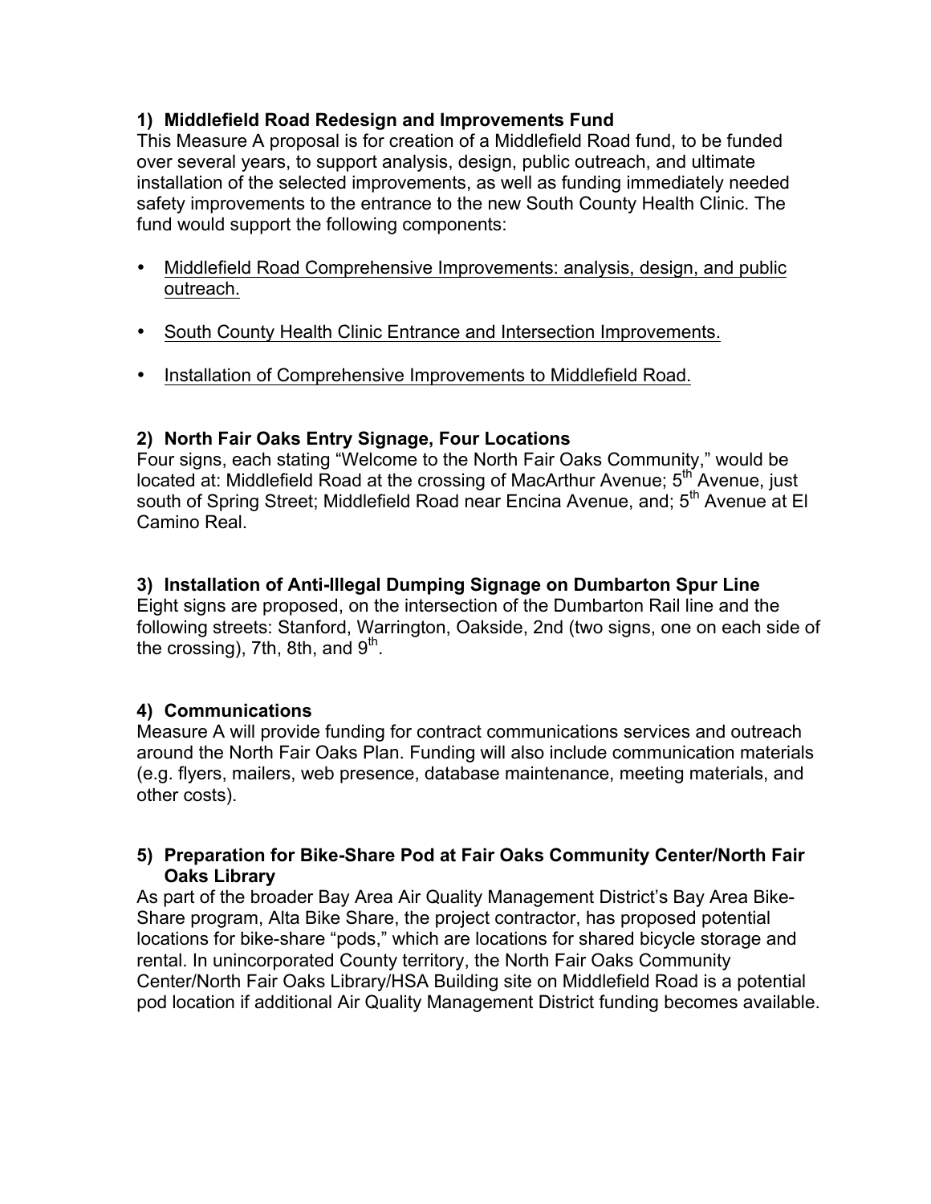### 1) Middlefield Road Redesign and Improvements Fund

This Measure A proposal is for creation of a Middlefield Road fund, to be funded over several years, to support analysis, design, public outreach, and ultimate installation of the selected improvements, as well as funding immediately needed safety improvements to the entrance to the new South County Health Clinic. The fund would support the following components:

- <u>Middlefield Road Comprehensive Improvements: analysis, design, and public outreach.</u>
- <u>South County Health Clinic Entrance and Intersection Improvements.</u>
- <u>Installation of Comprehensive Improvements to Middlefield Road.</u>

### 2) North Fair Oaks Entry Signage, Four Locations

Four signs, each stating "Welcome to the North Fair Oaks Community," would be located at: Middlefield Road at the crossing of MacArthur Avenue; 5th Avenue, just south of Spring Street; Middlefield Road near Encina Avenue, and; 5th Avenue at El Camino Real.

### 3) Installation of Anti-Illegal Dumping Signage on Dumbarton Spur Line

Eight signs are proposed, on the intersection of the Dumbarton Rail line and the following streets: Stanford, Warrington, Oakside, 2nd (two signs, one on each side of the crossing), 7th, 8th, and 9th.

### 4) Communications

Measure A will provide funding for contract communications services and outreach around the North Fair Oaks Plan. Funding will also include communication materials (e.g. flyers, mailers, web presence, database maintenance, meeting materials, and other costs).

### 5) Preparation for Bike-Share Pod at Fair Oaks Community Center/North Fair Oaks Library

As part of the broader Bay Area Air Quality Management District's Bay Area Bike-Share program, Alta Bike Share, the project contractor, has proposed potential locations for bike-share "pods," which are locations for shared bicycle storage and rental. In unincorporated County territory, the North Fair Oaks Community Center/North Fair Oaks Library/HSA Building site on Middlefield Road is a potential pod location if additional Air Quality Management District funding becomes available.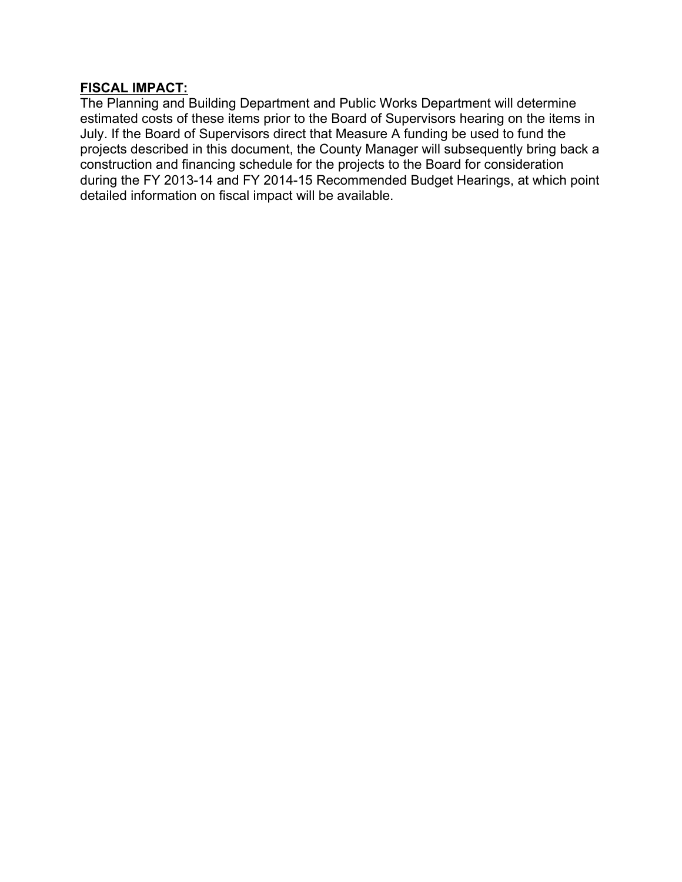**FISCAL IMPACT:**

The Planning and Building Department and Public Works Department will determine estimated costs of these items prior to the Board of Supervisors hearing on the items in July. If the Board of Supervisors direct that Measure A funding be used to fund the projects described in this document, the County Manager will subsequently bring back a construction and financing schedule for the projects to the Board for consideration during the FY 2013-14 and FY 2014-15 Recommended Budget Hearings, at which point detailed information on fiscal impact will be available.